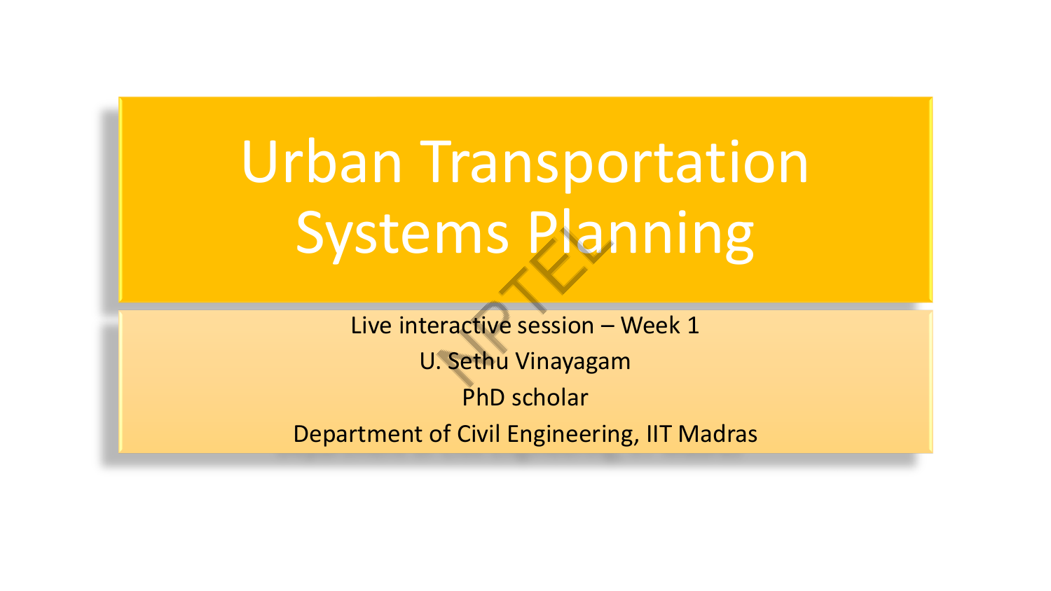# Urban Transportation Systems Planning

Live interactive session – Week 1

U. Sethu Vinayagam

PhD scholar

Department of Civil Engineering, IIT Madras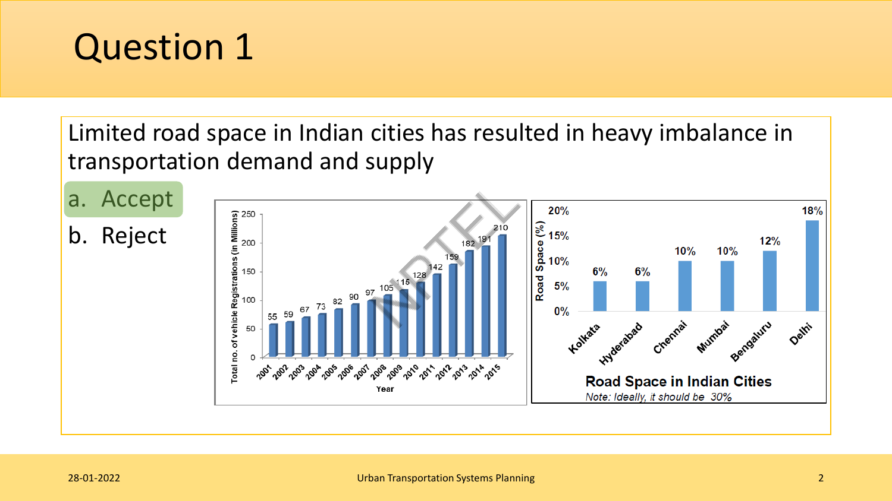# Question 1

Limited road space in Indian cities has resulted in heavy imbalance in transportation demand and supply

a. Accept

b. Reject

Road Space in Indian Cities

*Note: Ideally, it should be 30%*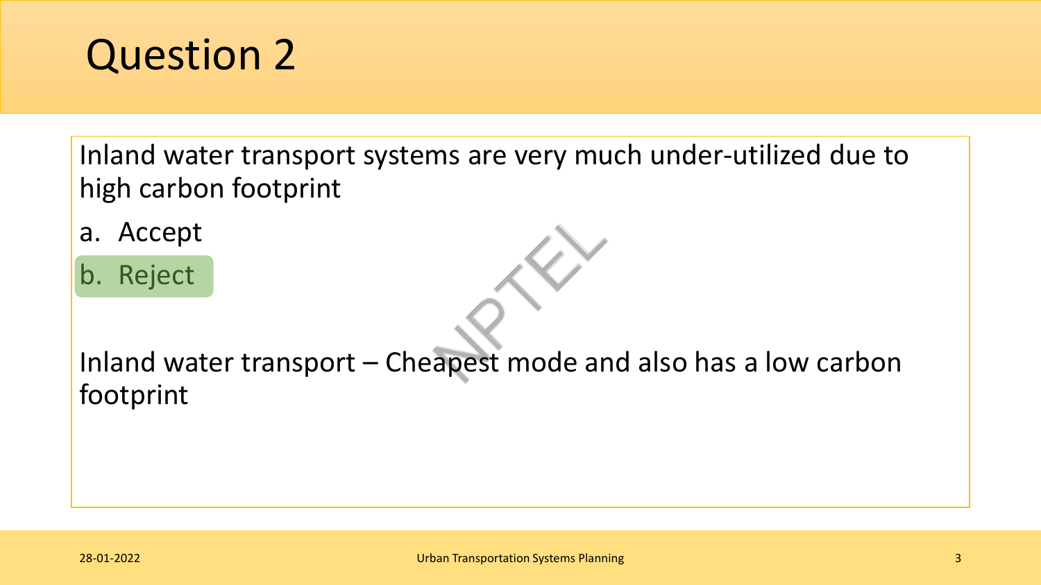# Question 2

Inland water transport systems are very much under-utilized due to high carbon footprint

a. Accept

b. Reject

Inland water transport – Cheapest mode and also has a low carbon footprint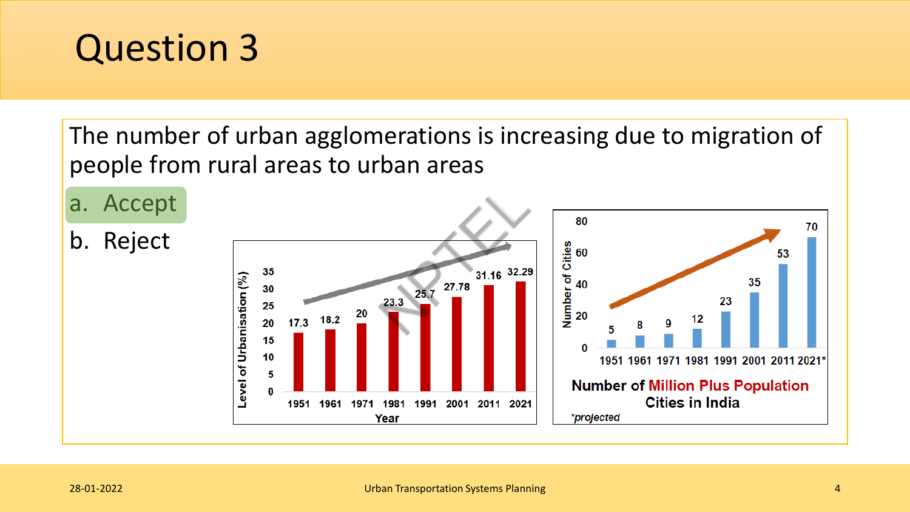# Question 3

The number of urban agglomerations is increasing due to migration of people from rural areas to urban areas

a. Accept

b. Reject

| Year | Level of Urbanisation (%) |
|---|---|
| 1951 | 17.3 |
| 1961 | 18.2 |
| 1971 | 20 |
| 1981 | 23.3 |
| 1991 | 25.7 |
| 2001 | 27.78 |
| 2011 | 31.16 |
| 2021 | 32.29 |

| Year | Number of Cities |
|---|---|
| 1951 | 5 |
| 1961 | 8 |
| 1971 | 9 |
| 1981 | 12 |
| 1991 | 23 |
| 2001 | 35 |
| 2011 | 53 |
| 2021* | 70 |

**Number of Million Plus Population Cities in India**

*projected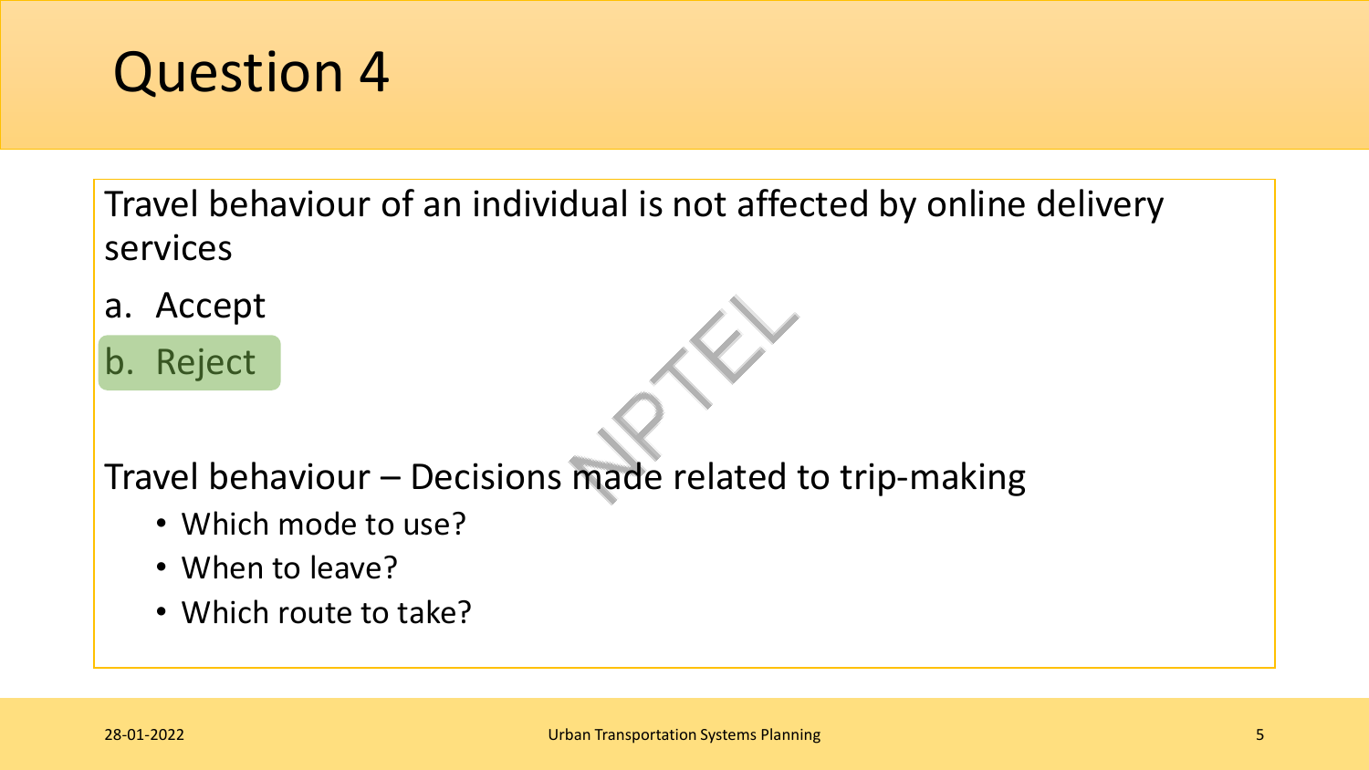# Question 4

Travel behaviour of an individual is not affected by online delivery services

a. Accept

b. Reject

Travel behaviour – Decisions made related to trip-making

- Which mode to use?
- When to leave?
- Which route to take?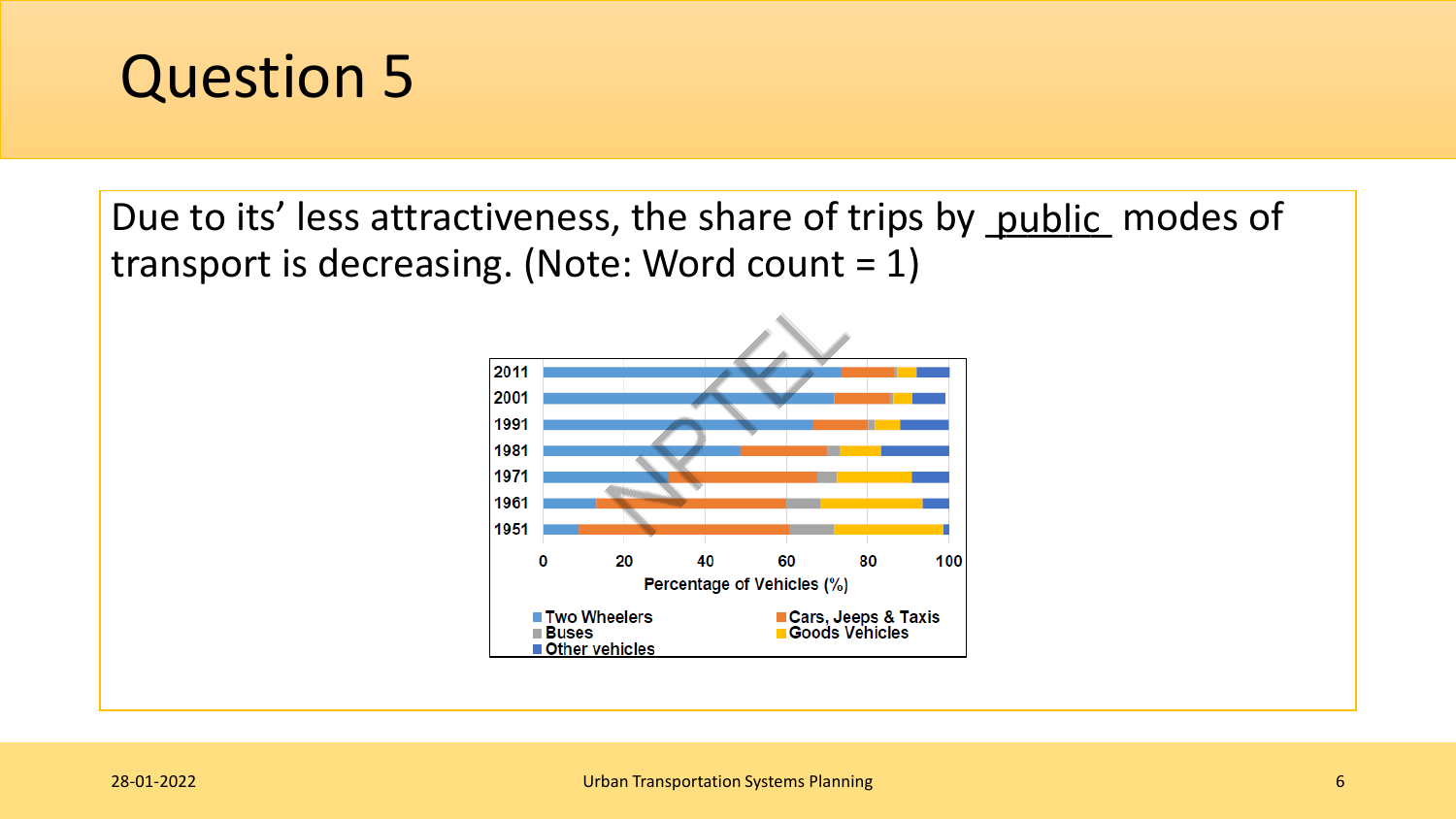# Question 5

Due to its' less attractiveness, the share of trips by _public_ modes of transport is decreasing. (Note: Word count = 1)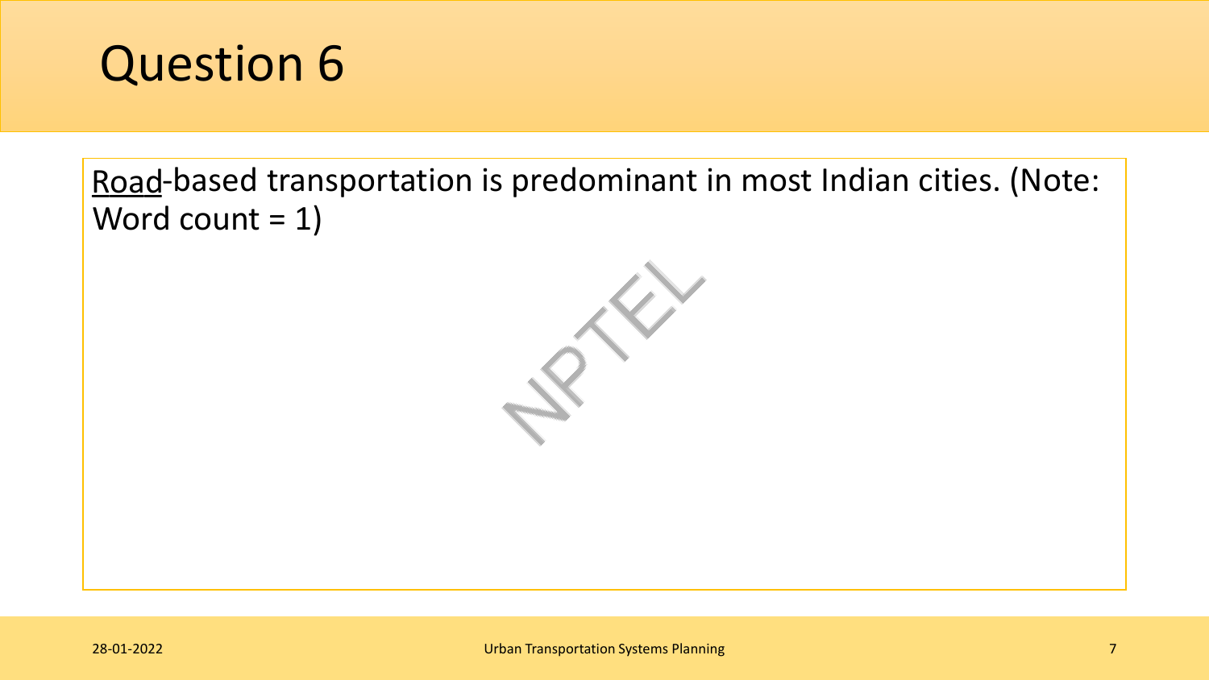# Question 6

<u>Road</u>-based transportation is predominant in most Indian cities. (Note: Word count = 1)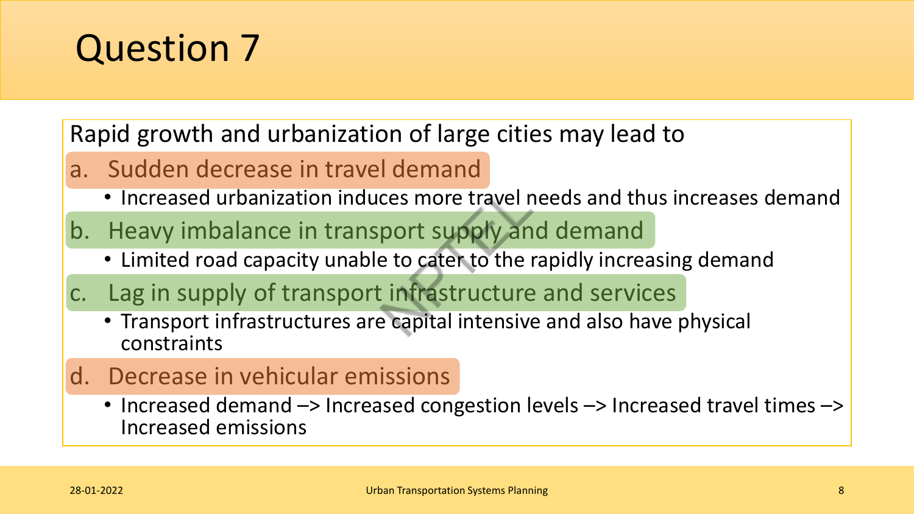# Question 7

Rapid growth and urbanization of large cities may lead to

a. Sudden decrease in travel demand
   - Increased urbanization induces more travel needs and thus increases demand

b. Heavy imbalance in transport supply and demand
   - Limited road capacity unable to cater to the rapidly increasing demand

c. Lag in supply of transport infrastructure and services
   - Transport infrastructures are capital intensive and also have physical constraints

d. Decrease in vehicular emissions
   - Increased demand –> Increased congestion levels –> Increased travel times –> Increased emissions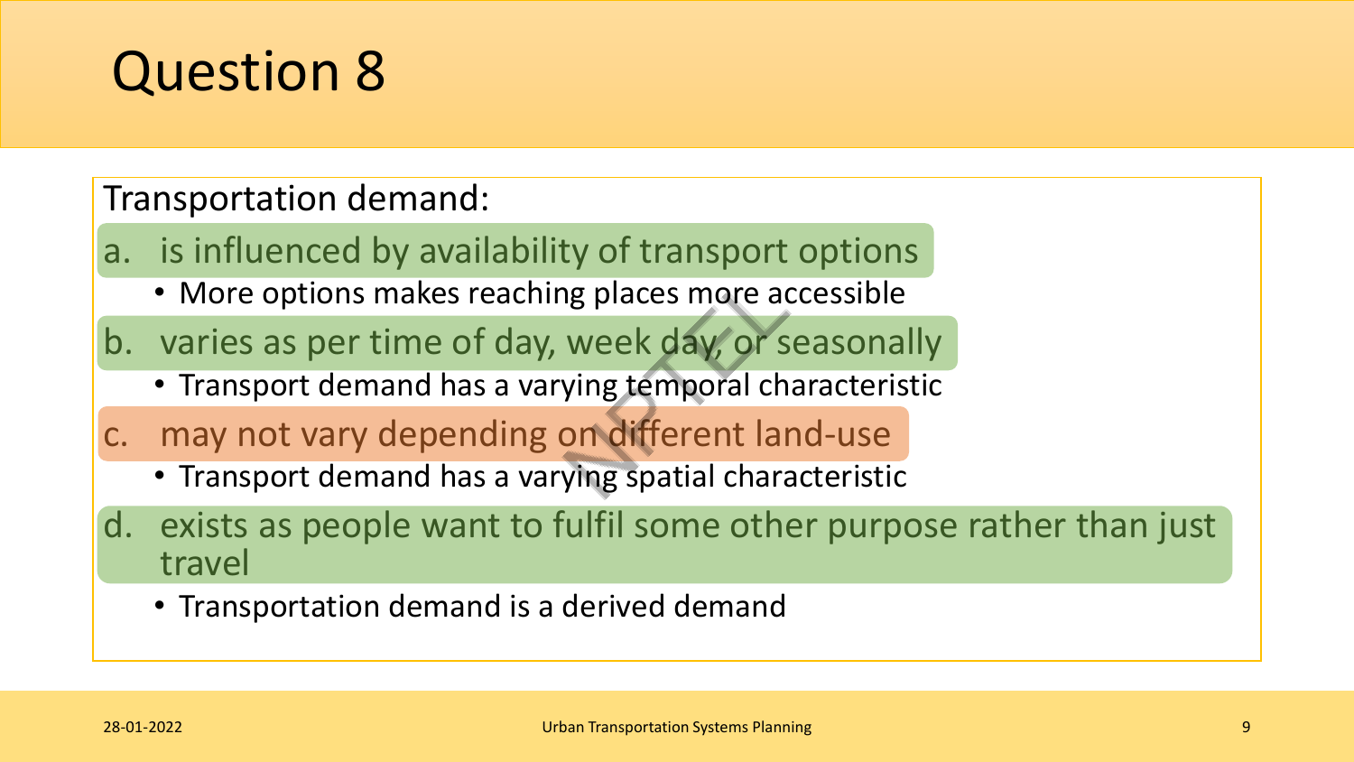# Question 8

Transportation demand:

a. is influenced by availability of transport options
   - More options makes reaching places more accessible

b. varies as per time of day, week day, or seasonally
   - Transport demand has a varying temporal characteristic

c. may not vary depending on different land-use
   - Transport demand has a varying spatial characteristic

d. exists as people want to fulfil some other purpose rather than just travel
   - Transportation demand is a derived demand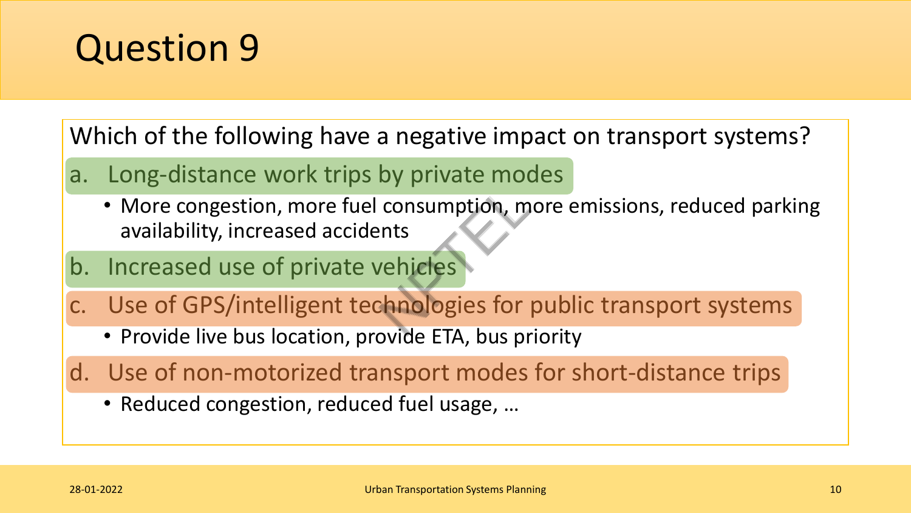# Question 9

Which of the following have a negative impact on transport systems?

a. Long-distance work trips by private modes
   - More congestion, more fuel consumption, more emissions, reduced parking availability, increased accidents

b. Increased use of private vehicles

c. Use of GPS/intelligent technologies for public transport systems
   - Provide live bus location, provide ETA, bus priority

d. Use of non-motorized transport modes for short-distance trips
   - Reduced congestion, reduced fuel usage, …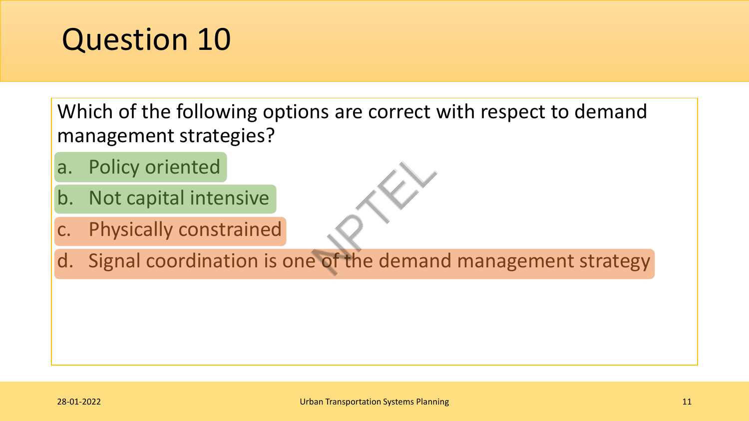# Question 10

Which of the following options are correct with respect to demand management strategies?

a. Policy oriented

b. Not capital intensive

c. Physically constrained

d. Signal coordination is one of the demand management strategy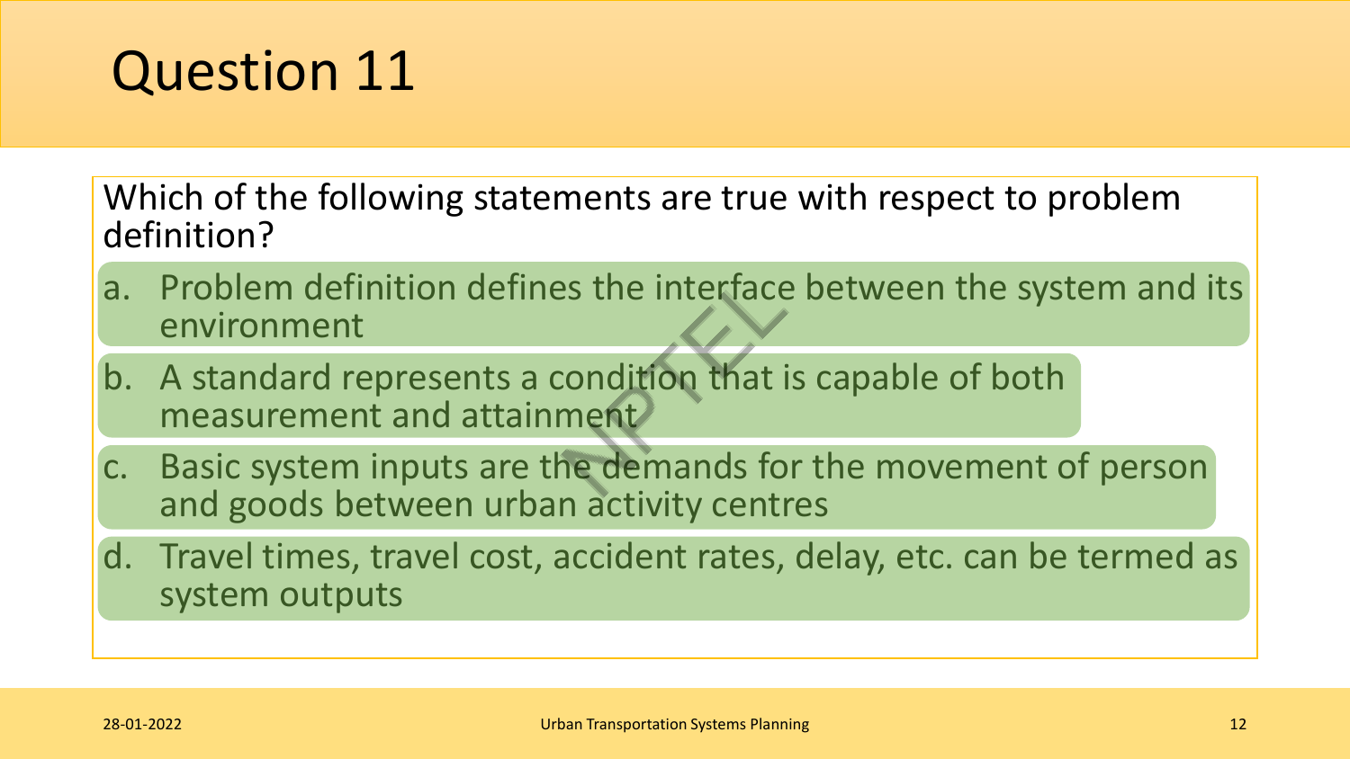# Question 11

Which of the following statements are true with respect to problem definition?

a. Problem definition defines the interface between the system and its environment

b. A standard represents a condition that is capable of both measurement and attainment

c. Basic system inputs are the demands for the movement of person and goods between urban activity centres

d. Travel times, travel cost, accident rates, delay, etc. can be termed as system outputs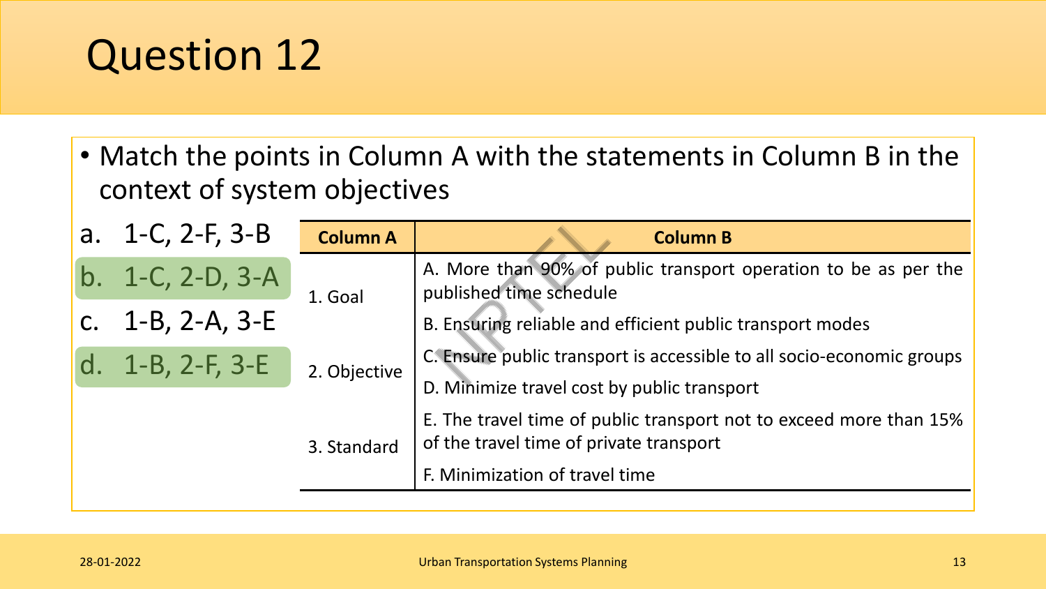# Question 12

- Match the points in Column A with the statements in Column B in the context of system objectives

a. 1-C, 2-F, 3-B

b. 1-C, 2-D, 3-A

c. 1-B, 2-A, 3-E

d. 1-B, 2-F, 3-E

| Column A | Column B |
|---|---|
| 1. Goal | A. More than 90% of public transport operation to be as per the published time schedule |
| | B. Ensuring reliable and efficient public transport modes |
| 2. Objective | C. Ensure public transport is accessible to all socio-economic groups |
| | D. Minimize travel cost by public transport |
| 3. Standard | E. The travel time of public transport not to exceed more than 15% of the travel time of private transport |
| | F. Minimization of travel time |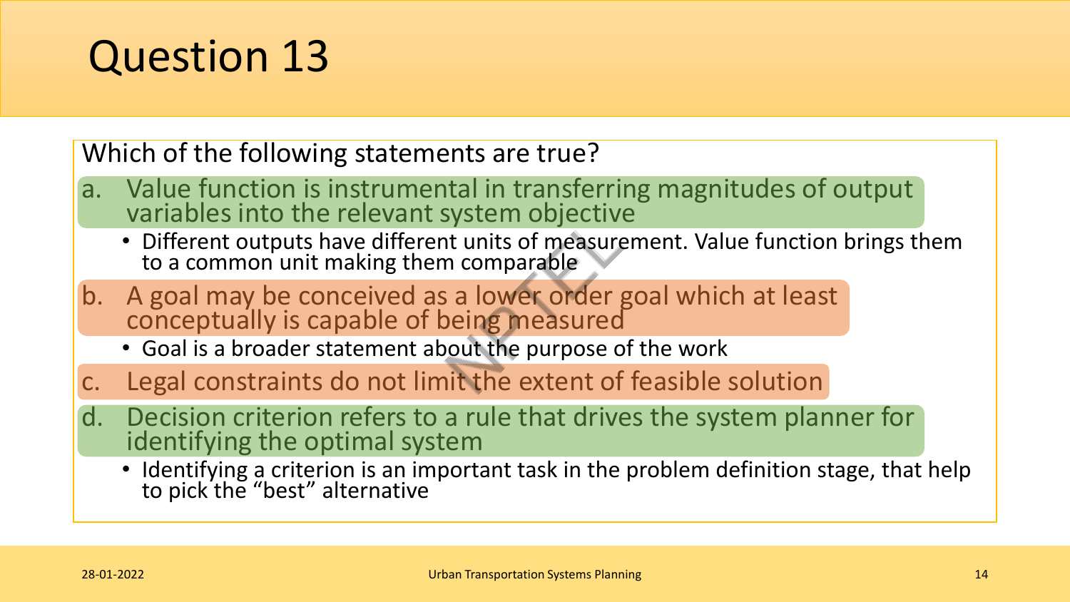# Question 13

Which of the following statements are true?

a. Value function is instrumental in transferring magnitudes of output variables into the relevant system objective
   - Different outputs have different units of measurement. Value function brings them to a common unit making them comparable

b. A goal may be conceived as a lower order goal which at least conceptually is capable of being measured
   - Goal is a broader statement about the purpose of the work

c. Legal constraints do not limit the extent of feasible solution

d. Decision criterion refers to a rule that drives the system planner for identifying the optimal system
   - Identifying a criterion is an important task in the problem definition stage, that help to pick the “best” alternative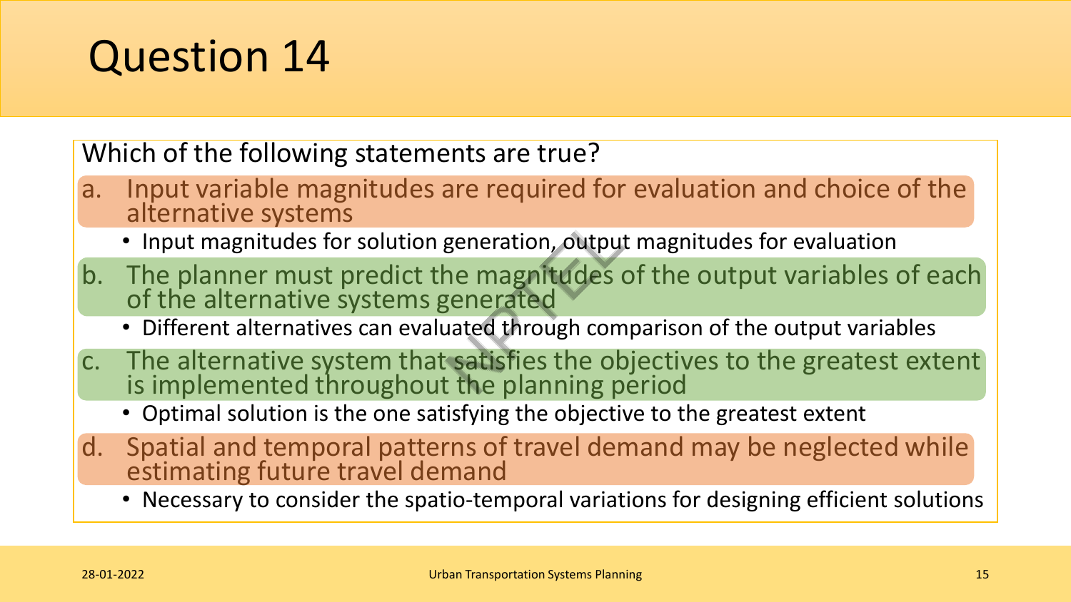# Question 14

Which of the following statements are true?

a. Input variable magnitudes are required for evaluation and choice of the alternative systems
   - Input magnitudes for solution generation, output magnitudes for evaluation

b. The planner must predict the magnitudes of the output variables of each of the alternative systems generated
   - Different alternatives can evaluated through comparison of the output variables

c. The alternative system that satisfies the objectives to the greatest extent is implemented throughout the planning period
   - Optimal solution is the one satisfying the objective to the greatest extent

d. Spatial and temporal patterns of travel demand may be neglected while estimating future travel demand
   - Necessary to consider the spatio-temporal variations for designing efficient solutions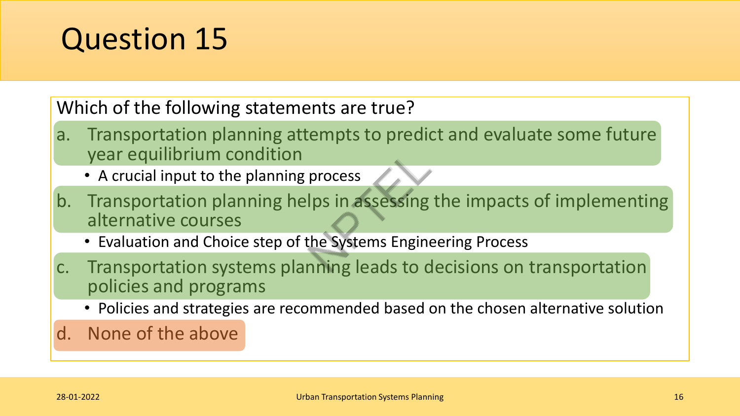# Question 15

Which of the following statements are true?

a. Transportation planning attempts to predict and evaluate some future year equilibrium condition
   - A crucial input to the planning process

b. Transportation planning helps in assessing the impacts of implementing alternative courses
   - Evaluation and Choice step of the Systems Engineering Process

c. Transportation systems planning leads to decisions on transportation policies and programs
   - Policies and strategies are recommended based on the chosen alternative solution

d. None of the above